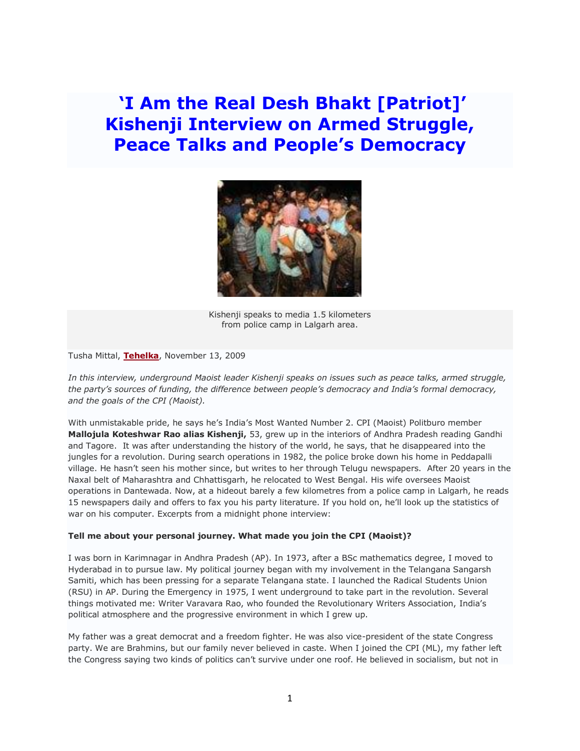# 'I Am the Real Desh Bhakt [Patriot]' Kishenji Interview on Armed Struggle, Peace Talks and People's Democracy

Kishenji speaks to media 1.5 kilometers from police camp in Lalgarh area.

Tusha Mittal, **Tehelka**, November 13, 2009

*In this interview, underground Maoist leader Kishenji speaks on issues such as peace talks, armed struggle, the party's sources of funding, the difference between people's democracy and India's formal democracy, and the goals of the CPI (Maoist).*

With unmistakable pride, he says he's India's Most Wanted Number 2. CPI (Maoist) Politburo member **Mallojula Koteshwar Rao alias Kishenji,** 53, grew up in the interiors of Andhra Pradesh reading Gandhi and Tagore. It was after understanding the history of the world, he says, that he disappeared into the jungles for a revolution. During search operations in 1982, the police broke down his home in Peddapalli village. He hasn't seen his mother since, but writes to her through Telugu newspapers. After 20 years in the Naxal belt of Maharashtra and Chhattisgarh, he relocated to West Bengal. His wife oversees Maoist operations in Dantewada. Now, at a hideout barely a few kilometres from a police camp in Lalgarh, he reads 15 newspapers daily and offers to fax you his party literature. If you hold on, he'll look up the statistics of war on his computer. Excerpts from a midnight phone interview:

**Tell me about your personal journey. What made you join the CPI (Maoist)?**

I was born in Karimnagar in Andhra Pradesh (AP). In 1973, after a BSc mathematics degree, I moved to Hyderabad in to pursue law. My political journey began with my involvement in the Telangana Sangarsh Samiti, which has been pressing for a separate Telangana state. I launched the Radical Students Union (RSU) in AP. During the Emergency in 1975, I went underground to take part in the revolution. Several things motivated me: Writer Varavara Rao, who founded the Revolutionary Writers Association, India's political atmosphere and the progressive environment in which I grew up.

My father was a great democrat and a freedom fighter. He was also vice-president of the state Congress party. We are Brahmins, but our family never believed in caste. When I joined the CPI (ML), my father left the Congress saying two kinds of politics can't survive under one roof. He believed in socialism, but not in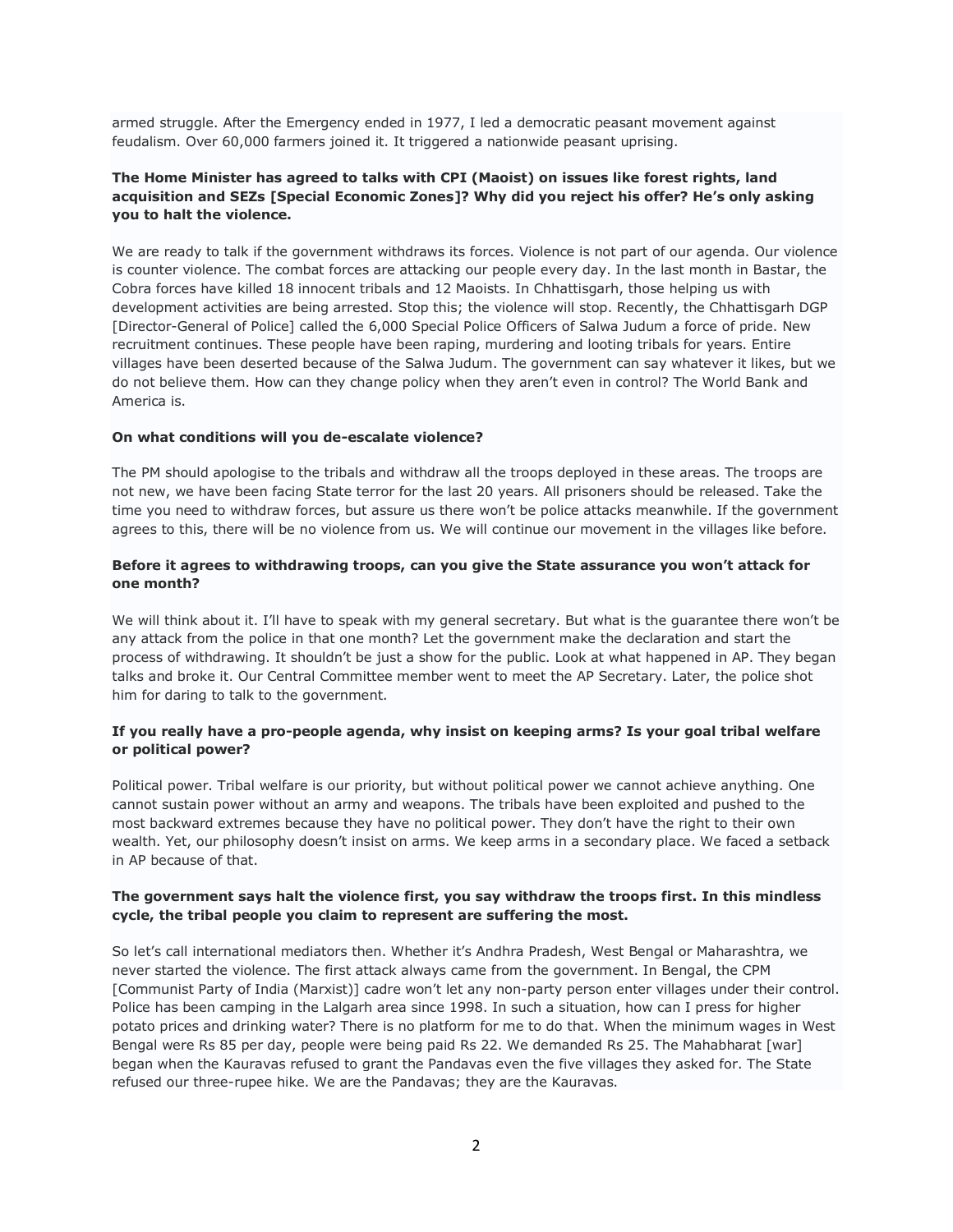armed struggle. After the Emergency ended in 1977, I led a democratic peasant movement against feudalism. Over 60,000 farmers joined it. It triggered a nationwide peasant uprising.

**The Home Minister has agreed to talks with CPI (Maoist) on issues like forest rights, land acquisition and SEZs [Special Economic Zones]? Why did you reject his offer? He's only asking you to halt the violence.**

We are ready to talk if the government withdraws its forces. Violence is not part of our agenda. Our violence is counter violence. The combat forces are attacking our people every day. In the last month in Bastar, the Cobra forces have killed 18 innocent tribals and 12 Maoists. In Chhattisgarh, those helping us with development activities are being arrested. Stop this; the violence will stop. Recently, the Chhattisgarh DGP [Director-General of Police] called the 6,000 Special Police Officers of Salwa Judum a force of pride. New recruitment continues. These people have been raping, murdering and looting tribals for years. Entire villages have been deserted because of the Salwa Judum. The government can say whatever it likes, but we do not believe them. How can they change policy when they aren't even in control? The World Bank and America is.

**On what conditions will you de-escalate violence?**

The PM should apologise to the tribals and withdraw all the troops deployed in these areas. The troops are not new, we have been facing State terror for the last 20 years. All prisoners should be released. Take the time you need to withdraw forces, but assure us there won't be police attacks meanwhile. If the government agrees to this, there will be no violence from us. We will continue our movement in the villages like before.

**Before it agrees to withdrawing troops, can you give the State assurance you won't attack for one month?**

We will think about it. I'll have to speak with my general secretary. But what is the guarantee there won't be any attack from the police in that one month? Let the government make the declaration and start the process of withdrawing. It shouldn't be just a show for the public. Look at what happened in AP. They began talks and broke it. Our Central Committee member went to meet the AP Secretary. Later, the police shot him for daring to talk to the government.

**If you really have a pro-people agenda, why insist on keeping arms? Is your goal tribal welfare or political power?**

Political power. Tribal welfare is our priority, but without political power we cannot achieve anything. One cannot sustain power without an army and weapons. The tribals have been exploited and pushed to the most backward extremes because they have no political power. They don't have the right to their own wealth. Yet, our philosophy doesn't insist on arms. We keep arms in a secondary place. We faced a setback in AP because of that.

**The government says halt the violence first, you say withdraw the troops first. In this mindless cycle, the tribal people you claim to represent are suffering the most.**

So let's call international mediators then. Whether it's Andhra Pradesh, West Bengal or Maharashtra, we never started the violence. The first attack always came from the government. In Bengal, the CPM [Communist Party of India (Marxist)] cadre won't let any non-party person enter villages under their control. Police has been camping in the Lalgarh area since 1998. In such a situation, how can I press for higher potato prices and drinking water? There is no platform for me to do that. When the minimum wages in West Bengal were Rs 85 per day, people were being paid Rs 22. We demanded Rs 25. The Mahabharat [war] began when the Kauravas refused to grant the Pandavas even the five villages they asked for. The State refused our three-rupee hike. We are the Pandavas; they are the Kauravas.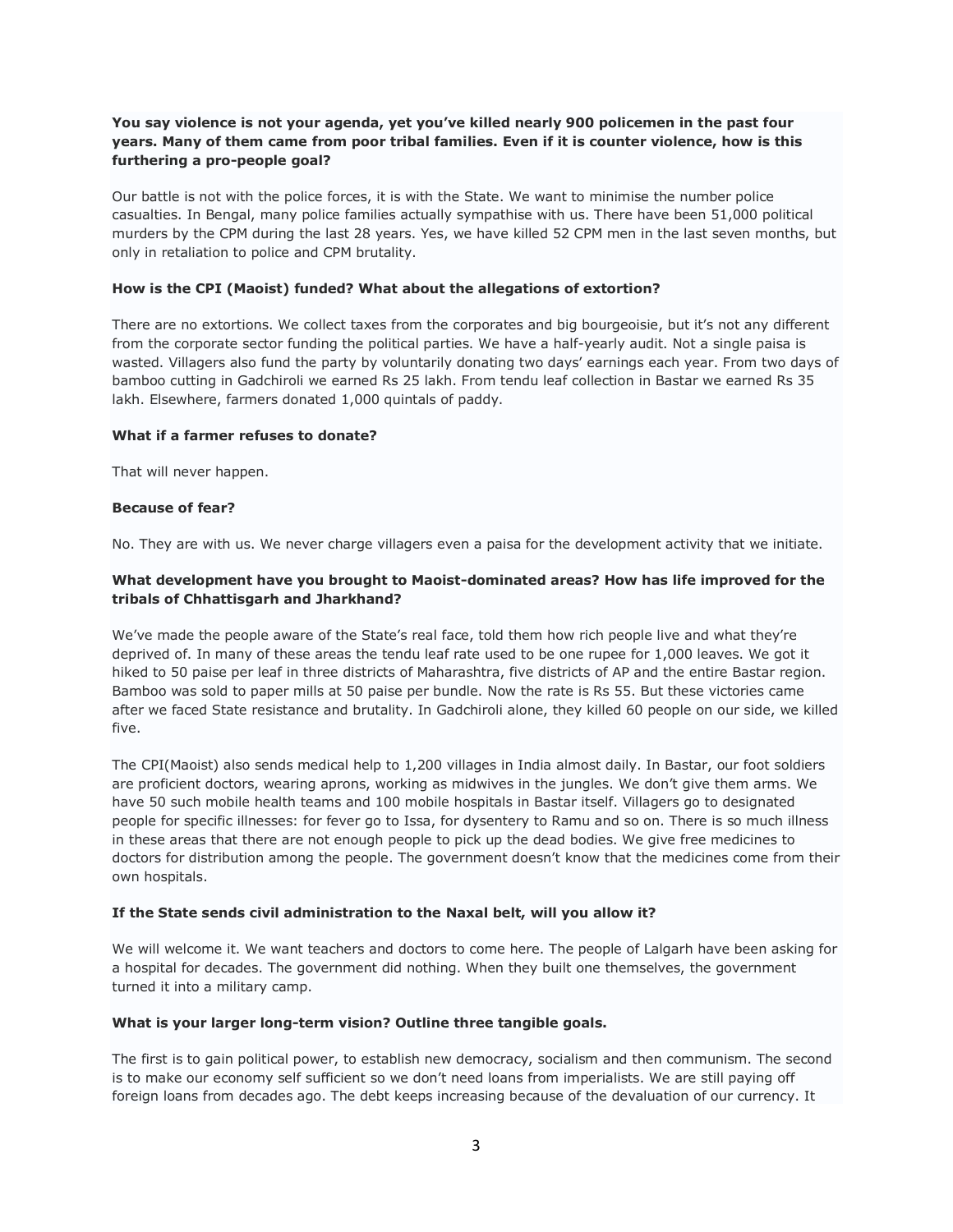**You say violence is not your agenda, yet you've killed nearly 900 policemen in the past four years. Many of them came from poor tribal families. Even if it is counter violence, how is this furthering a pro-people goal?**

Our battle is not with the police forces, it is with the State. We want to minimise the number police casualties. In Bengal, many police families actually sympathise with us. There have been 51,000 political murders by the CPM during the last 28 years. Yes, we have killed 52 CPM men in the last seven months, but only in retaliation to police and CPM brutality.

**How is the CPI (Maoist) funded? What about the allegations of extortion?**

There are no extortions. We collect taxes from the corporates and big bourgeoisie, but it's not any different from the corporate sector funding the political parties. We have a half-yearly audit. Not a single paisa is wasted. Villagers also fund the party by voluntarily donating two days' earnings each year. From two days of bamboo cutting in Gadchiroli we earned Rs 25 lakh. From tendu leaf collection in Bastar we earned Rs 35 lakh. Elsewhere, farmers donated 1,000 quintals of paddy.

**What if a farmer refuses to donate?**

That will never happen.

**Because of fear?**

No. They are with us. We never charge villagers even a paisa for the development activity that we initiate.

**What development have you brought to Maoist-dominated areas? How has life improved for the tribals of Chhattisgarh and Jharkhand?**

We've made the people aware of the State's real face, told them how rich people live and what they're deprived of. In many of these areas the tendu leaf rate used to be one rupee for 1,000 leaves. We got it hiked to 50 paise per leaf in three districts of Maharashtra, five districts of AP and the entire Bastar region. Bamboo was sold to paper mills at 50 paise per bundle. Now the rate is Rs 55. But these victories came after we faced State resistance and brutality. In Gadchiroli alone, they killed 60 people on our side, we killed five.

The CPI(Maoist) also sends medical help to 1,200 villages in India almost daily. In Bastar, our foot soldiers are proficient doctors, wearing aprons, working as midwives in the jungles. We don't give them arms. We have 50 such mobile health teams and 100 mobile hospitals in Bastar itself. Villagers go to designated people for specific illnesses: for fever go to Issa, for dysentery to Ramu and so on. There is so much illness in these areas that there are not enough people to pick up the dead bodies. We give free medicines to doctors for distribution among the people. The government doesn't know that the medicines come from their own hospitals.

**If the State sends civil administration to the Naxal belt, will you allow it?**

We will welcome it. We want teachers and doctors to come here. The people of Lalgarh have been asking for a hospital for decades. The government did nothing. When they built one themselves, the government turned it into a military camp.

**What is your larger long-term vision? Outline three tangible goals.**

The first is to gain political power, to establish new democracy, socialism and then communism. The second is to make our economy self sufficient so we don't need loans from imperialists. We are still paying off foreign loans from decades ago. The debt keeps increasing because of the devaluation of our currency. It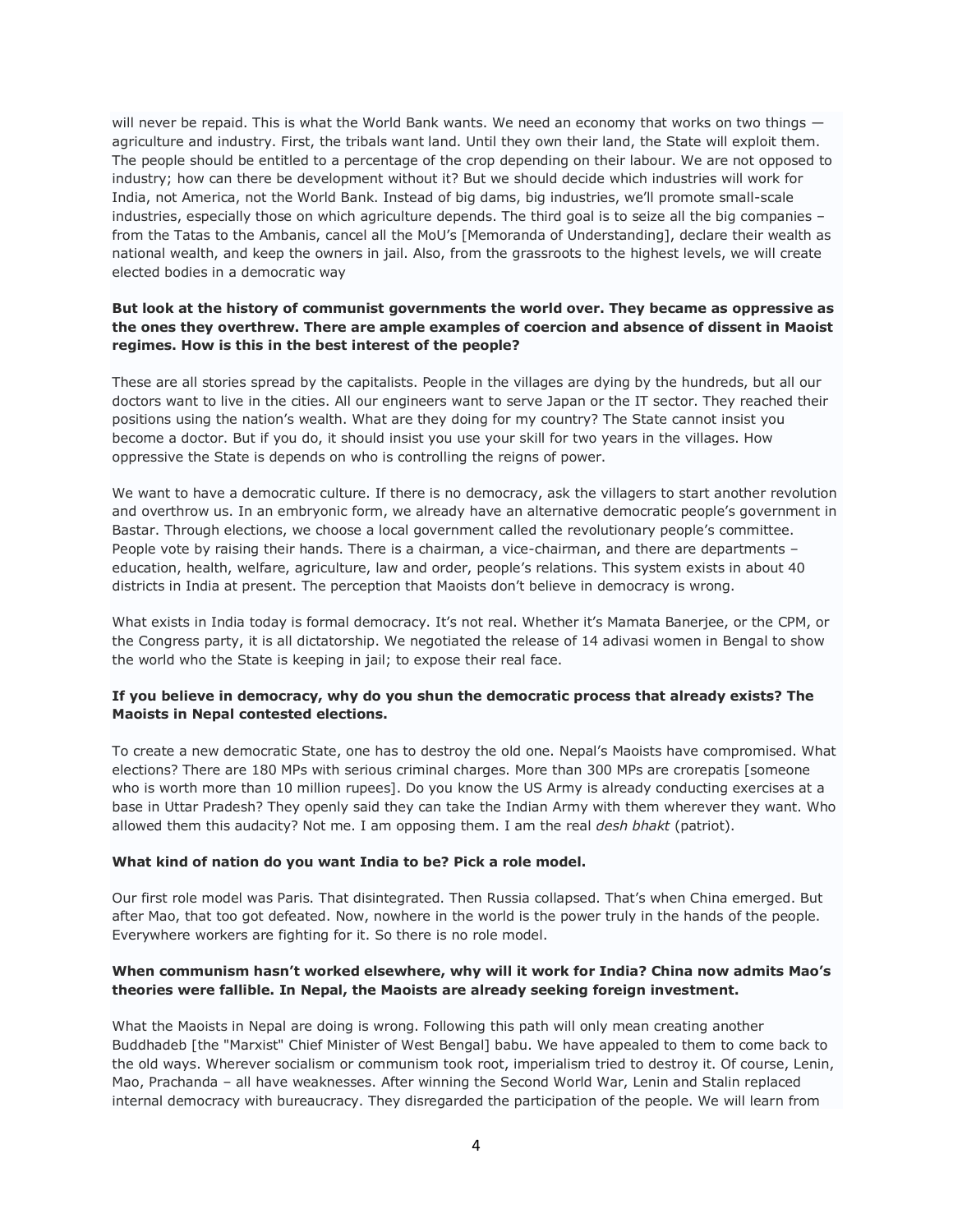will never be repaid. This is what the World Bank wants. We need an economy that works on two things — agriculture and industry. First, the tribals want land. Until they own their land, the State will exploit them. The people should be entitled to a percentage of the crop depending on their labour. We are not opposed to industry; how can there be development without it? But we should decide which industries will work for India, not America, not the World Bank. Instead of big dams, big industries, we'll promote small-scale industries, especially those on which agriculture depends. The third goal is to seize all the big companies – from the Tatas to the Ambanis, cancel all the MoU's [Memoranda of Understanding], declare their wealth as national wealth, and keep the owners in jail. Also, from the grassroots to the highest levels, we will create elected bodies in a democratic way

**But look at the history of communist governments the world over. They became as oppressive as the ones they overthrew. There are ample examples of coercion and absence of dissent in Maoist regimes. How is this in the best interest of the people?**

These are all stories spread by the capitalists. People in the villages are dying by the hundreds, but all our doctors want to live in the cities. All our engineers want to serve Japan or the IT sector. They reached their positions using the nation's wealth. What are they doing for my country? The State cannot insist you become a doctor. But if you do, it should insist you use your skill for two years in the villages. How oppressive the State is depends on who is controlling the reigns of power.

We want to have a democratic culture. If there is no democracy, ask the villagers to start another revolution and overthrow us. In an embryonic form, we already have an alternative democratic people's government in Bastar. Through elections, we choose a local government called the revolutionary people's committee. People vote by raising their hands. There is a chairman, a vice-chairman, and there are departments – education, health, welfare, agriculture, law and order, people's relations. This system exists in about 40 districts in India at present. The perception that Maoists don't believe in democracy is wrong.

What exists in India today is formal democracy. It's not real. Whether it's Mamata Banerjee, or the CPM, or the Congress party, it is all dictatorship. We negotiated the release of 14 adivasi women in Bengal to show the world who the State is keeping in jail; to expose their real face.

**If you believe in democracy, why do you shun the democratic process that already exists? The Maoists in Nepal contested elections.**

To create a new democratic State, one has to destroy the old one. Nepal's Maoists have compromised. What elections? There are 180 MPs with serious criminal charges. More than 300 MPs are crorepatis [someone who is worth more than 10 million rupees]. Do you know the US Army is already conducting exercises at a base in Uttar Pradesh? They openly said they can take the Indian Army with them wherever they want. Who allowed them this audacity? Not me. I am opposing them. I am the real *desh bhakt* (patriot).

**What kind of nation do you want India to be? Pick a role model.**

Our first role model was Paris. That disintegrated. Then Russia collapsed. That's when China emerged. But after Mao, that too got defeated. Now, nowhere in the world is the power truly in the hands of the people. Everywhere workers are fighting for it. So there is no role model.

**When communism hasn't worked elsewhere, why will it work for India? China now admits Mao's theories were fallible. In Nepal, the Maoists are already seeking foreign investment.**

What the Maoists in Nepal are doing is wrong. Following this path will only mean creating another Buddhadeb [the "Marxist" Chief Minister of West Bengal] babu. We have appealed to them to come back to the old ways. Wherever socialism or communism took root, imperialism tried to destroy it. Of course, Lenin, Mao, Prachanda – all have weaknesses. After winning the Second World War, Lenin and Stalin replaced internal democracy with bureaucracy. They disregarded the participation of the people. We will learn from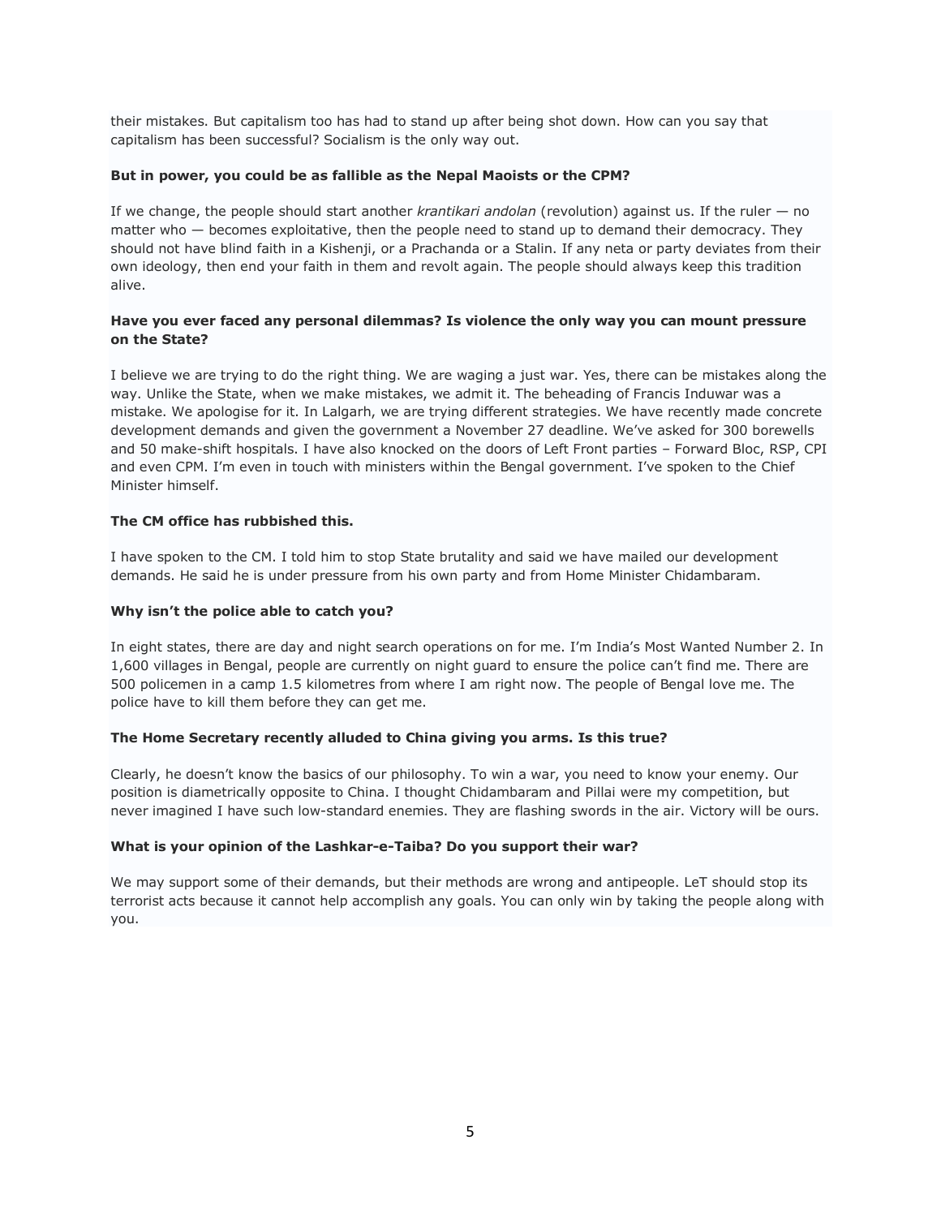their mistakes. But capitalism too has had to stand up after being shot down. How can you say that capitalism has been successful? Socialism is the only way out.

**But in power, you could be as fallible as the Nepal Maoists or the CPM?**

If we change, the people should start another *krantikari andolan* (revolution) against us. If the ruler — no matter who — becomes exploitative, then the people need to stand up to demand their democracy. They should not have blind faith in a Kishenji, or a Prachanda or a Stalin. If any neta or party deviates from their own ideology, then end your faith in them and revolt again. The people should always keep this tradition alive.

**Have you ever faced any personal dilemmas? Is violence the only way you can mount pressure on the State?**

I believe we are trying to do the right thing. We are waging a just war. Yes, there can be mistakes along the way. Unlike the State, when we make mistakes, we admit it. The beheading of Francis Induwar was a mistake. We apologise for it. In Lalgarh, we are trying different strategies. We have recently made concrete development demands and given the government a November 27 deadline. We've asked for 300 borewells and 50 make-shift hospitals. I have also knocked on the doors of Left Front parties – Forward Bloc, RSP, CPI and even CPM. I'm even in touch with ministers within the Bengal government. I've spoken to the Chief Minister himself.

**The CM office has rubbished this.**

I have spoken to the CM. I told him to stop State brutality and said we have mailed our development demands. He said he is under pressure from his own party and from Home Minister Chidambaram.

**Why isn't the police able to catch you?**

In eight states, there are day and night search operations on for me. I'm India's Most Wanted Number 2. In 1,600 villages in Bengal, people are currently on night guard to ensure the police can't find me. There are 500 policemen in a camp 1.5 kilometres from where I am right now. The people of Bengal love me. The police have to kill them before they can get me.

**The Home Secretary recently alluded to China giving you arms. Is this true?**

Clearly, he doesn't know the basics of our philosophy. To win a war, you need to know your enemy. Our position is diametrically opposite to China. I thought Chidambaram and Pillai were my competition, but never imagined I have such low-standard enemies. They are flashing swords in the air. Victory will be ours.

**What is your opinion of the Lashkar-e-Taiba? Do you support their war?**

We may support some of their demands, but their methods are wrong and antipeople. LeT should stop its terrorist acts because it cannot help accomplish any goals. You can only win by taking the people along with you.